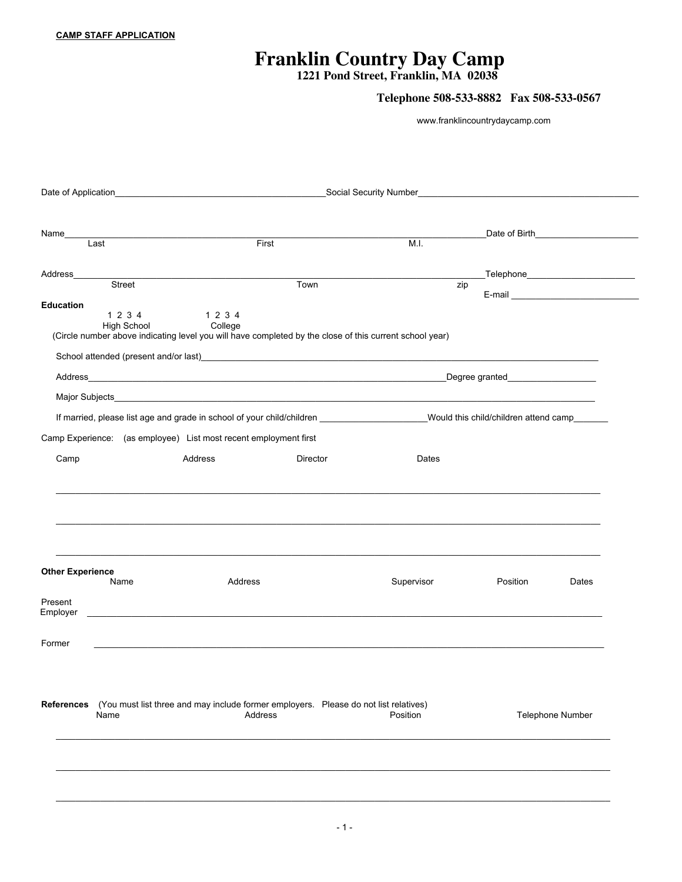**CAMP STAFF APPLICATION**

# Franklin Country Day Camp

**1221 Pond Street, Franklin, MA 02038**

**Telephone 508-533-8882 Fax 508-533-0567**

www.franklincountrydaycamp.com

Date of Application\_\_\_\_\_\_\_\_\_\_\_\_\_\_\_\_\_\_\_\_\_\_\_\_\_\_\_\_\_\_\_\_\_\_\_\_\_\_\_\_Social Security Number\_\_\_\_\_\_\_\_\_\_\_\_\_\_\_\_\_\_\_\_\_\_\_\_\_\_\_\_\_\_\_\_\_\_\_\_\_\_\_\_\_\_\_\_

Name\_\_\_\_\_\_\_\_\_\_\_\_\_\_\_\_\_\_\_\_\_\_\_\_\_\_\_\_\_\_\_\_\_\_\_\_\_\_\_\_\_\_\_\_\_\_\_\_\_\_\_\_\_\_\_\_\_\_\_\_\_\_\_\_\_\_\_\_\_\_\_\_\_\_\_\_\_Date of Birth\_\_\_\_\_\_\_\_\_\_\_\_\_\_\_\_\_\_\_\_\_\_
Last First M.I.

Address\_\_\_\_\_\_\_\_\_\_\_\_\_\_\_\_\_\_\_\_\_\_\_\_\_\_\_\_\_\_\_\_\_\_\_\_\_\_\_\_\_\_\_\_\_\_\_\_\_\_\_\_\_\_\_\_\_\_\_\_\_\_\_\_\_\_\_\_\_\_\_\_\_\_\_\_Telephone\_\_\_\_\_\_\_\_\_\_\_\_\_\_\_\_\_\_\_\_\_\_
Street Town zip
E-mail \_\_\_\_\_\_\_\_\_\_\_\_\_\_\_\_\_\_\_\_\_\_\_\_\_\_\_\_

**Education**

1 2 3 4 High School 1 2 3 4 College

(Circle number above indicating level you will have completed by the close of this current school year)

School attended (present and/or last)\_\_\_\_\_\_\_\_\_\_\_\_\_\_\_\_\_\_\_\_\_\_\_\_\_\_\_\_\_\_\_\_\_\_\_\_\_\_\_\_\_\_\_\_\_\_\_\_\_\_\_\_\_\_\_\_\_\_\_\_\_\_\_\_\_\_\_\_\_\_\_\_\_

Address\_\_\_\_\_\_\_\_\_\_\_\_\_\_\_\_\_\_\_\_\_\_\_\_\_\_\_\_\_\_\_\_\_\_\_\_\_\_\_\_\_\_\_\_\_\_\_\_\_\_\_\_\_\_\_\_\_\_\_\_\_\_\_\_\_\_\_\_\_\_\_Degree granted\_\_\_\_\_\_\_\_\_\_\_\_\_\_\_\_\_\_\_

Major Subjects\_\_\_\_\_\_\_\_\_\_\_\_\_\_\_\_\_\_\_\_\_\_\_\_\_\_\_\_\_\_\_\_\_\_\_\_\_\_\_\_\_\_\_\_\_\_\_\_\_\_\_\_\_\_\_\_\_\_\_\_\_\_\_\_\_\_\_\_\_\_\_\_\_\_\_\_\_\_\_\_\_\_\_\_\_\_\_\_

If married, please list age and grade in school of your child/children \_\_\_\_\_\_\_\_\_\_\_\_\_\_\_\_\_\_\_\_\_\_Would this child/children attend camp\_\_\_\_\_\_\_

Camp Experience: (as employee) List most recent employment first

| Camp | Address | Director | Dates |
|---|---|---|---|
| | | | |
| | | | |
| | | | |

**Other Experience**

| | Name | Address | Supervisor | Position | Dates |
|---|---|---|---|---|---|
| Present Employer | | | | | |
| Former | | | | | |

**References** (You must list three and may include former employers. Please do not list relatives)

| Name | Address | Position | Telephone Number |
|---|---|---|---|
| | | | |
| | | | |
| | | | |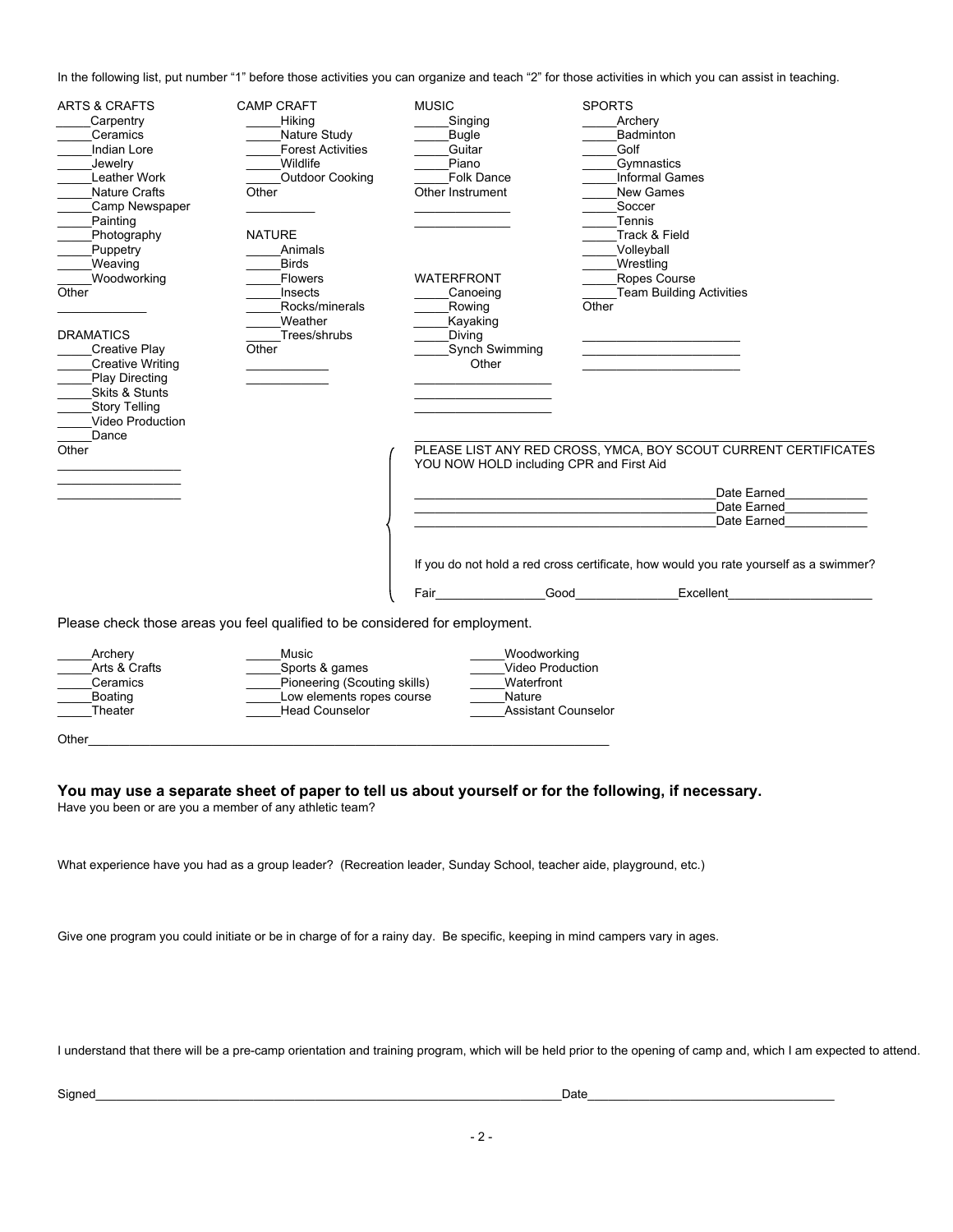In the following list, put number "1" before those activities you can organize and teach "2" for those activities in which you can assist in teaching.

**ARTS & CRAFTS**

_____Carpentry
_____Ceramics
_____Indian Lore
_____Jewelry
_____Leather Work
_____Nature Crafts
_____Camp Newspaper
_____Painting
_____Photography
_____Puppetry
_____Weaving
_____Woodworking
Other
_____________

**DRAMATICS**

_____Creative Play
_____Creative Writing
_____Play Directing
_____Skits & Stunts
_____Story Telling
_____Video Production
_____Dance
Other
__________________
__________________
__________________

**CAMP CRAFT**

_____Hiking
_____Nature Study
_____Forest Activities
_____Wildlife
_____Outdoor Cooking
Other
__________

**NATURE**

_____Animals
_____Birds
_____Flowers
_____Insects
_____Rocks/minerals
_____Weather
_____Trees/shrubs
Other
____________
____________

**MUSIC**

_____Singing
_____Bugle
_____Guitar
_____Piano
_____Folk Dance
Other Instrument
______________
______________

**WATERFRONT**

_____Canoeing
_____Rowing
_____Kayaking
_____Diving
_____Synch Swimming
Other
____________________
____________________
____________________

**SPORTS**

_____Archery
_____Badminton
_____Golf
_____Gymnastics
_____Informal Games
_____New Games
_____Soccer
_____Tennis
_____Track & Field
_____Volleyball
_____Wrestling
_____Ropes Course
_____Team Building Activities
Other
_______________________
_______________________
_______________________

PLEASE LIST ANY RED CROSS, YMCA, BOY SCOUT CURRENT CERTIFICATES YOU NOW HOLD including CPR and First Aid

_____________________________________________Date Earned____________
_____________________________________________Date Earned____________
_____________________________________________Date Earned____________

If you do not hold a red cross certificate, how would you rate yourself as a swimmer?

Fair________________Good_______________Excellent_____________________

Please check those areas you feel qualified to be considered for employment.

_____Archery
_____Arts & Crafts
_____Ceramics
_____Boating
_____Theater
_____Music
_____Sports & games
_____Pioneering (Scouting skills)
_____Low elements ropes course
_____Head Counselor
_____Woodworking
_____Video Production
_____Waterfront
_____Nature
_____Assistant Counselor

Other______________________________________________________________________________

**You may use a separate sheet of paper to tell us about yourself or for the following, if necessary.**

Have you been or are you a member of any athletic team?

What experience have you had as a group leader? (Recreation leader, Sunday School, teacher aide, playground, etc.)

Give one program you could initiate or be in charge of for a rainy day. Be specific, keeping in mind campers vary in ages.

I understand that there will be a pre-camp orientation and training program, which will be held prior to the opening of camp and, which I am expected to attend.

Signed______________________________________________________________________Date____________________________________